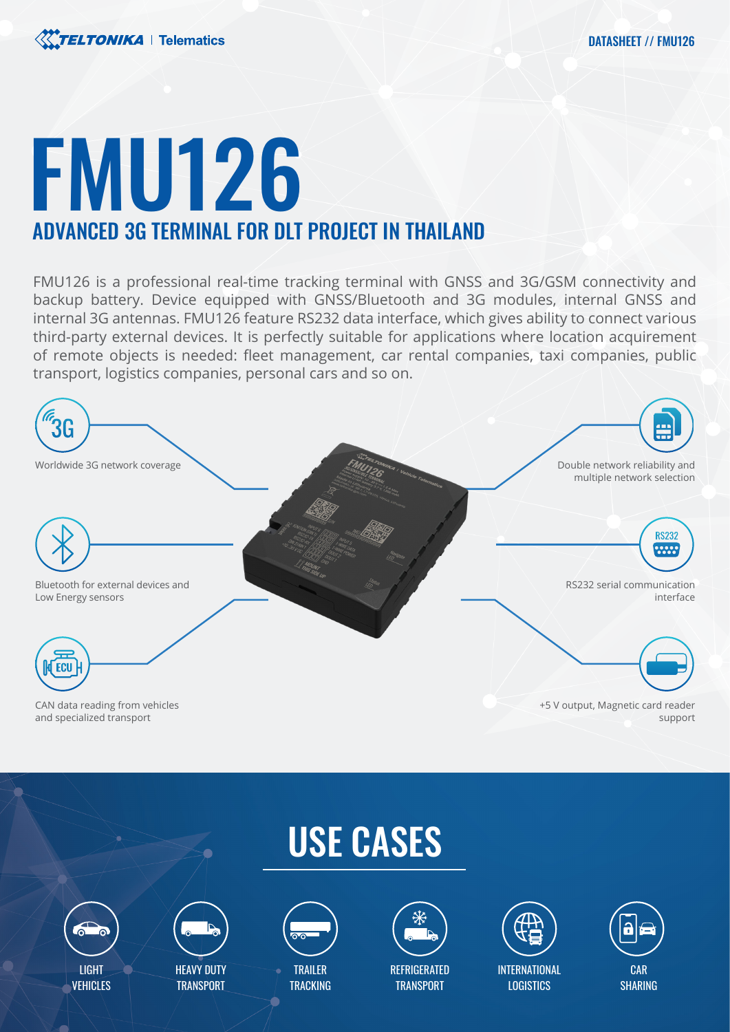# FMU126

## ADVANCED 3G TERMINAL FOR DLT PROJECT IN THAILAND

FMU126 is a professional real-time tracking terminal with GNSS and 3G/GSM connectivity and backup battery. Device equipped with GNSS/Bluetooth and 3G modules, internal GNSS and internal 3G antennas. FMU126 feature RS232 data interface, which gives ability to connect various third-party external devices. It is perfectly suitable for applications where location acquirement of remote objects is needed: fleet management, car rental companies, taxi companies, public transport, logistics companies, personal cars and so on.

- Worldwide 3G network coverage
- Bluetooth for external devices and Low Energy sensors
- CAN data reading from vehicles and specialized transport
- Double network reliability and multiple network selection
- RS232 serial communication interface
- +5 V output, Magnetic card reader support

## USE CASES

- LIGHT VEHICLES
- HEAVY DUTY TRANSPORT
- TRAILER TRACKING
- REFRIGERATED TRANSPORT
- INTERNATIONAL LOGISTICS
- CAR SHARING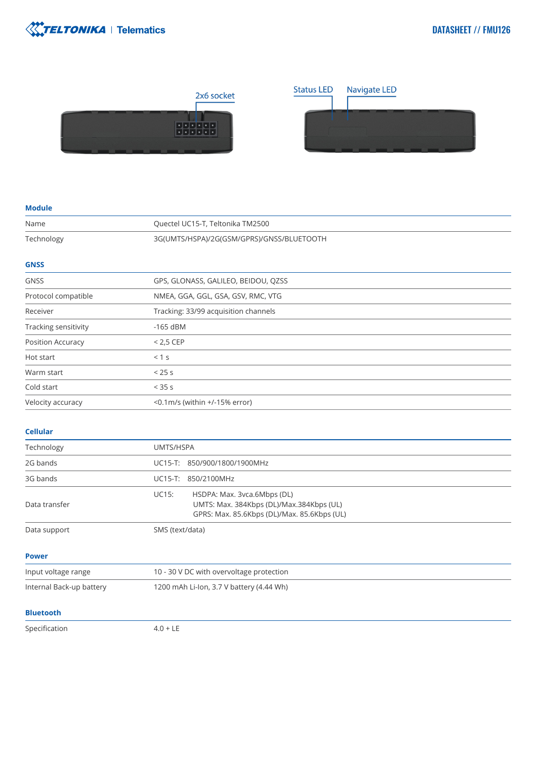2x6 socket

Status LED Navigate LED

## Module

| | |
|---|---|
| Name | Quectel UC15-T, Teltonika TM2500 |
| Technology | 3G(UMTS/HSPA)/2G(GSM/GPRS)/GNSS/BLUETOOTH |

## GNSS

| | |
|---|---|
| GNSS | GPS, GLONASS, GALILEO, BEIDOU, QZSS |
| Protocol compatible | NMEA, GGA, GGL, GSA, GSV, RMC, VTG |
| Receiver | Tracking: 33/99 acquisition channels |
| Tracking sensitivity | -165 dBM |
| Position Accuracy | < 2,5 CEP |
| Hot start | < 1 s |
| Warm start | < 25 s |
| Cold start | < 35 s |
| Velocity accuracy | <0.1m/s (within +/-15% error) |

## Cellular

| | |
|---|---|
| Technology | UMTS/HSPA |
| 2G bands | UC15-T: 850/900/1800/1900MHz |
| 3G bands | UC15-T: 850/2100MHz |
| Data transfer | UC15: HSDPA: Max. 3vca.6Mbps (DL)<br>UMTS: Max. 384Kbps (DL)/Max.384Kbps (UL)<br>GPRS: Max. 85.6Kbps (DL)/Max. 85.6Kbps (UL) |
| Data support | SMS (text/data) |

## Power

| | |
|---|---|
| Input voltage range | 10 - 30 V DC with overvoltage protection |
| Internal Back-up battery | 1200 mAh Li-Ion, 3.7 V battery (4.44 Wh) |

## Bluetooth

| | |
|---|---|
| Specification | 4.0 + LE |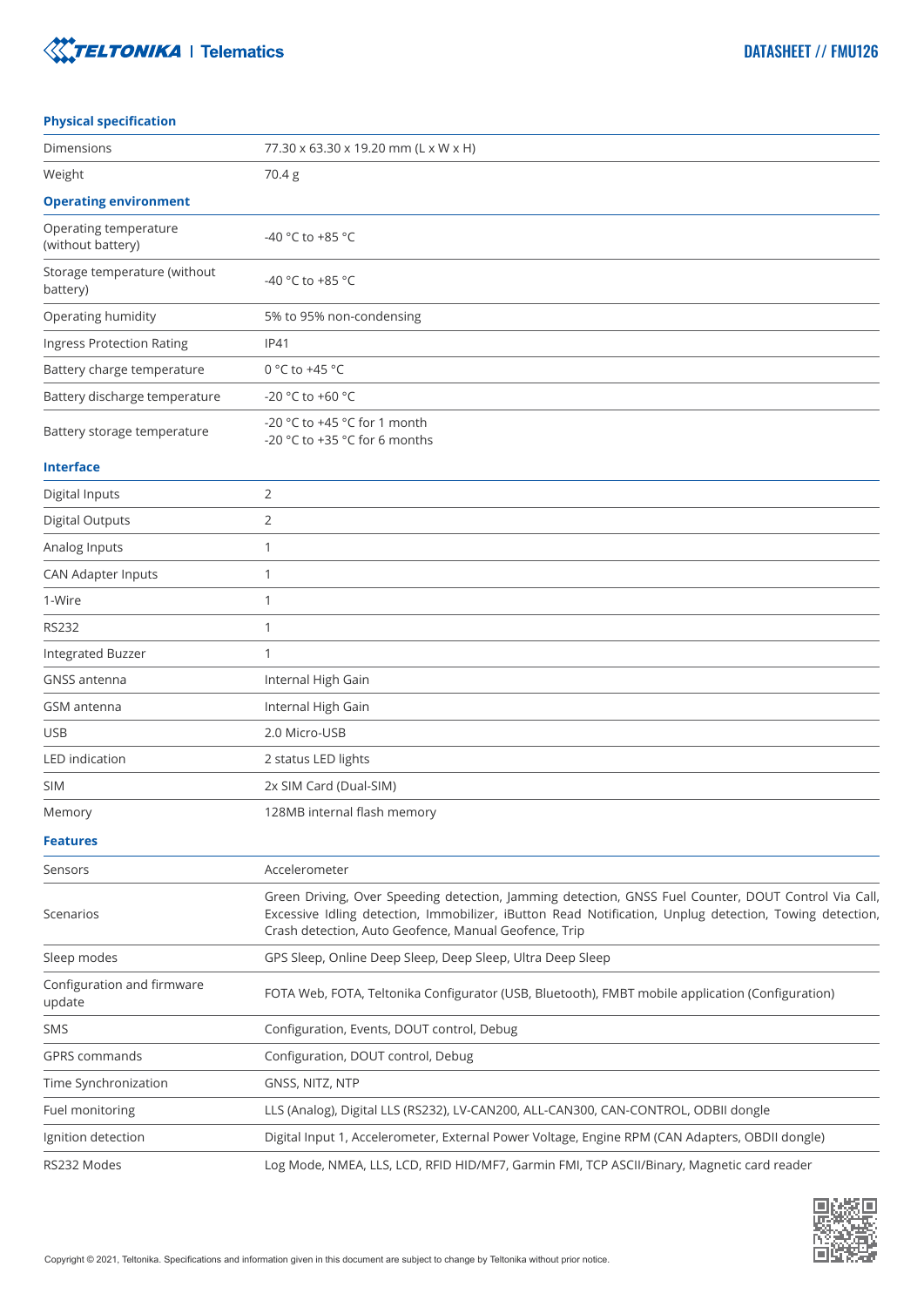### Physical specification

| | |
|---|---|
| Dimensions | 77.30 x 63.30 x 19.20 mm (L x W x H) |
| Weight | 70.4 g |

### Operating environment

| | |
|---|---|
| Operating temperature (without battery) | -40 °C to +85 °C |
| Storage temperature (without battery) | -40 °C to +85 °C |
| Operating humidity | 5% to 95% non-condensing |
| Ingress Protection Rating | IP41 |
| Battery charge temperature | 0 °C to +45 °C |
| Battery discharge temperature | -20 °C to +60 °C |
| Battery storage temperature | -20 °C to +45 °C for 1 month<br>-20 °C to +35 °C for 6 months |

### Interface

| | |
|---|---|
| Digital Inputs | 2 |
| Digital Outputs | 2 |
| Analog Inputs | 1 |
| CAN Adapter Inputs | 1 |
| 1-Wire | 1 |
| RS232 | 1 |
| Integrated Buzzer | 1 |
| GNSS antenna | Internal High Gain |
| GSM antenna | Internal High Gain |
| USB | 2.0 Micro-USB |
| LED indication | 2 status LED lights |
| SIM | 2x SIM Card (Dual-SIM) |
| Memory | 128MB internal flash memory |

### Features

| | |
|---|---|
| Sensors | Accelerometer |
| Scenarios | Green Driving, Over Speeding detection, Jamming detection, GNSS Fuel Counter, DOUT Control Via Call, Excessive Idling detection, Immobilizer, iButton Read Notification, Unplug detection, Towing detection, Crash detection, Auto Geofence, Manual Geofence, Trip |
| Sleep modes | GPS Sleep, Online Deep Sleep, Deep Sleep, Ultra Deep Sleep |
| Configuration and firmware update | FOTA Web, FOTA, Teltonika Configurator (USB, Bluetooth), FMBT mobile application (Configuration) |
| SMS | Configuration, Events, DOUT control, Debug |
| GPRS commands | Configuration, DOUT control, Debug |
| Time Synchronization | GNSS, NITZ, NTP |
| Fuel monitoring | LLS (Analog), Digital LLS (RS232), LV-CAN200, ALL-CAN300, CAN-CONTROL, ODBII dongle |
| Ignition detection | Digital Input 1, Accelerometer, External Power Voltage, Engine RPM (CAN Adapters, OBDII dongle) |
| RS232 Modes | Log Mode, NMEA, LLS, LCD, RFID HID/MF7, Garmin FMI, TCP ASCII/Binary, Magnetic card reader |

Copyright © 2021, Teltonika. Specifications and information given in this document are subject to change by Teltonika without prior notice.